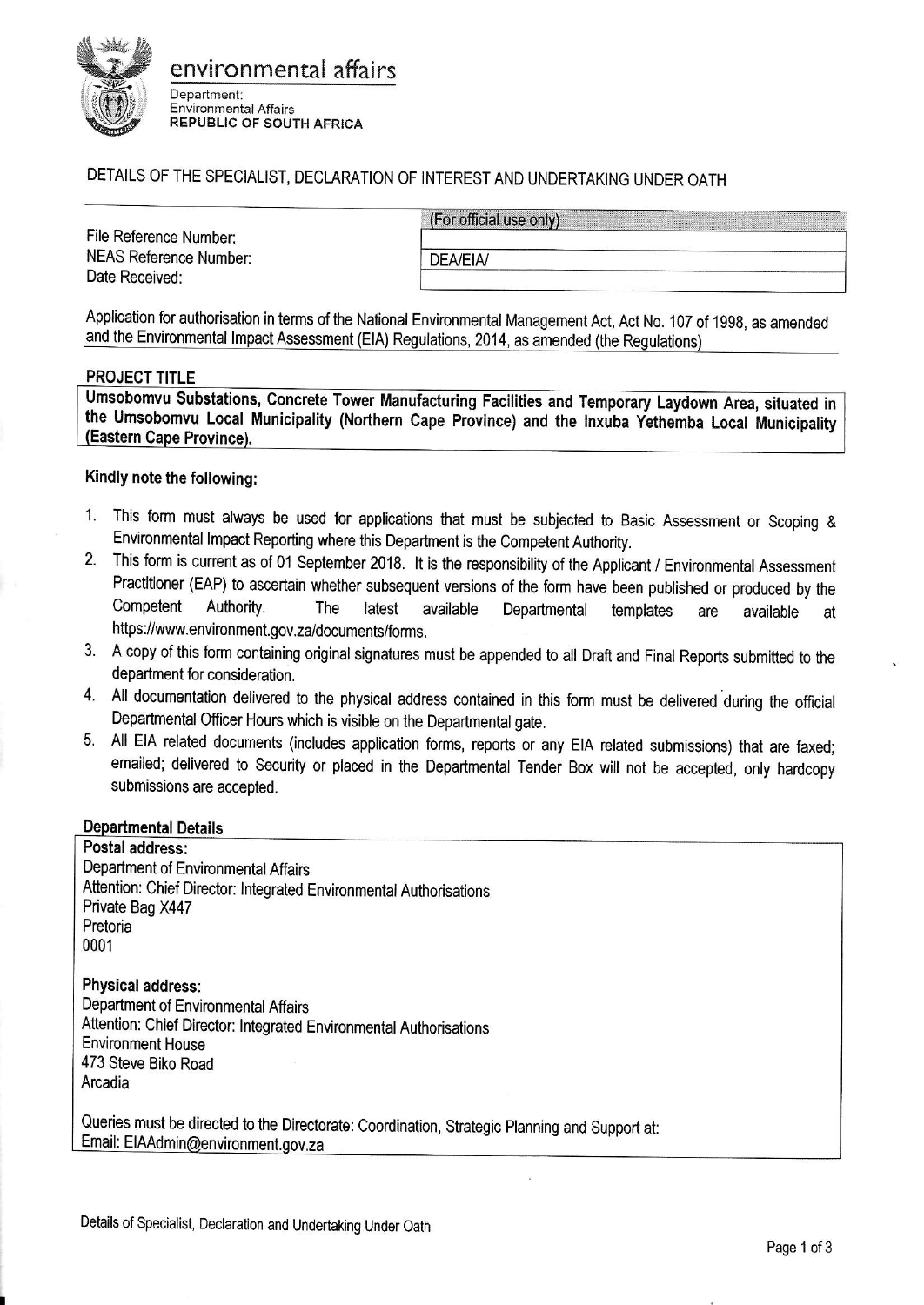environmental affairs

Department:
Environmental Affairs
**REPUBLIC OF SOUTH AFRICA**

# DETAILS OF THE SPECIALIST, DECLARATION OF INTEREST AND UNDERTAKING UNDER OATH

| | (For official use only) |
|---|---|
| File Reference Number: | |
| NEAS Reference Number: | DEA/EIA/ |
| Date Received: | |

Application for authorisation in terms of the National Environmental Management Act, Act No. 107 of 1998, as amended and the Environmental Impact Assessment (EIA) Regulations, 2014, as amended (the Regulations)

## PROJECT TITLE

**Umsobomvu Substations, Concrete Tower Manufacturing Facilities and Temporary Laydown Area, situated in the Umsobomvu Local Municipality (Northern Cape Province) and the Inxuba Yethemba Local Municipality (Eastern Cape Province).**

**Kindly note the following:**

1. This form must always be used for applications that must be subjected to Basic Assessment or Scoping & Environmental Impact Reporting where this Department is the Competent Authority.
2. This form is current as of 01 September 2018. It is the responsibility of the Applicant / Environmental Assessment Practitioner (EAP) to ascertain whether subsequent versions of the form have been published or produced by the Competent Authority. The latest available Departmental templates are available at https://www.environment.gov.za/documents/forms.
3. A copy of this form containing original signatures must be appended to all Draft and Final Reports submitted to the department for consideration.
4. All documentation delivered to the physical address contained in this form must be delivered during the official Departmental Officer Hours which is visible on the Departmental gate.
5. All EIA related documents (includes application forms, reports or any EIA related submissions) that are faxed; emailed; delivered to Security or placed in the Departmental Tender Box will not be accepted, only hardcopy submissions are accepted.

## Departmental Details

**Postal address:**
Department of Environmental Affairs
Attention: Chief Director: Integrated Environmental Authorisations
Private Bag X447
Pretoria
0001

**Physical address:**
Department of Environmental Affairs
Attention: Chief Director: Integrated Environmental Authorisations
Environment House
473 Steve Biko Road
Arcadia

Queries must be directed to the Directorate: Coordination, Strategic Planning and Support at:
Email: EIAAdmin@environment.gov.za

Details of Specialist, Declaration and Undertaking Under Oath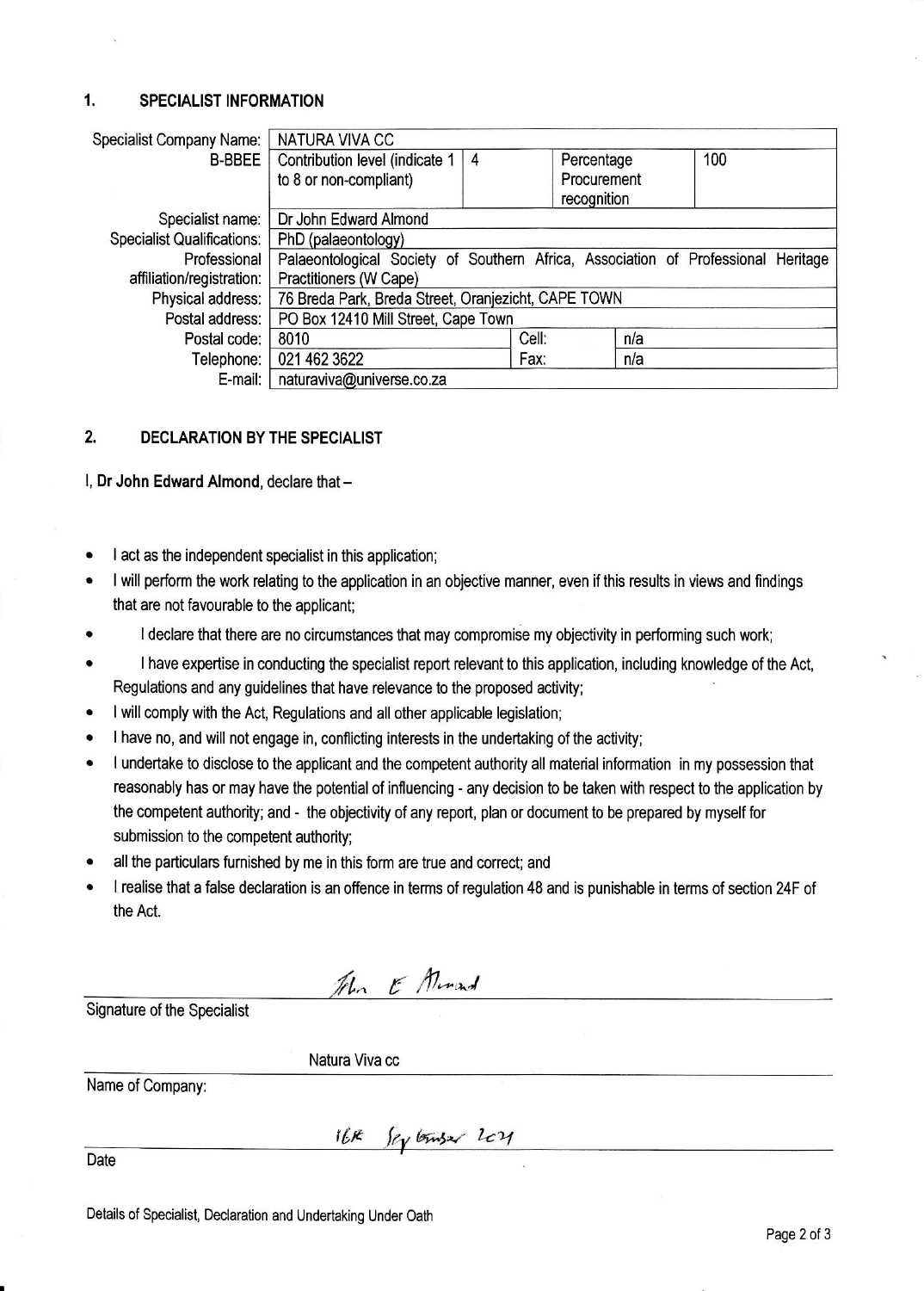## 1. SPECIALIST INFORMATION

| | | | | |
|---|---|---|---|---|
| Specialist Company Name: | NATURA VIVA CC | | | |
| B-BBEE | Contribution level (indicate 1 to 8 or non-compliant) | 4 | Percentage Procurement recognition | 100 |
| Specialist name: | Dr John Edward Almond | | | |
| Specialist Qualifications: | PhD (palaeontology) | | | |
| Professional affiliation/registration: | Palaeontological Society of Southern Africa, Association of Professional Heritage Practitioners (W Cape) | | | |
| Physical address: | 76 Breda Park, Breda Street, Oranjezicht, CAPE TOWN | | | |
| Postal address: | PO Box 12410 Mill Street, Cape Town | | | |
| Postal code: | 8010 | Cell: | n/a | |
| Telephone: | 021 462 3622 | Fax: | n/a | |
| E-mail: | naturaviva@universe.co.za | | | |

## 2. DECLARATION BY THE SPECIALIST

I, **Dr John Edward Almond**, declare that –

- I act as the independent specialist in this application;
- I will perform the work relating to the application in an objective manner, even if this results in views and findings that are not favourable to the applicant;
- I declare that there are no circumstances that may compromise my objectivity in performing such work;
- I have expertise in conducting the specialist report relevant to this application, including knowledge of the Act, Regulations and any guidelines that have relevance to the proposed activity;
- I will comply with the Act, Regulations and all other applicable legislation;
- I have no, and will not engage in, conflicting interests in the undertaking of the activity;
- I undertake to disclose to the applicant and the competent authority all material information in my possession that reasonably has or may have the potential of influencing - any decision to be taken with respect to the application by the competent authority; and - the objectivity of any report, plan or document to be prepared by myself for submission to the competent authority;
- all the particulars furnished by me in this form are true and correct; and
- I realise that a false declaration is an offence in terms of regulation 48 and is punishable in terms of section 24F of the Act.

John E Almond

Signature of the Specialist

Natura Viva cc

Name of Company:

16th September 2021

Date

Details of Specialist, Declaration and Undertaking Under Oath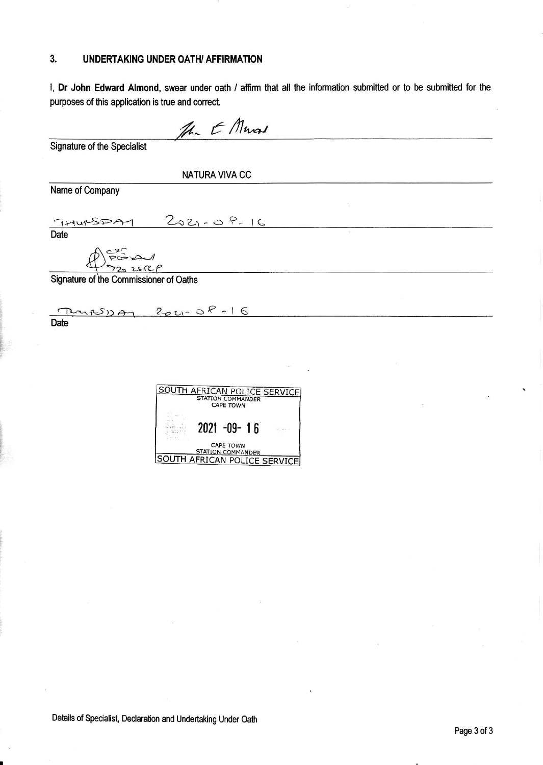## 3. UNDERTAKING UNDER OATH/ AFFIRMATION

I, **Dr John Edward Almond**, swear under oath / affirm that all the information submitted or to be submitted for the purposes of this application is true and correct.

Signature of the Specialist

NATURA VIVA CC

Name of Company

THURSDAY 2021-09-16

Date

Signature of the Commissioner of Oaths

THURSDAY 2021-09-16

Date

SOUTH AFRICAN POLICE SERVICE
STATION COMMANDER
CAPE TOWN

2021 -09- 16

CAPE TOWN
STATION COMMANDER
SOUTH AFRICAN POLICE SERVICE

Details of Specialist, Declaration and Undertaking Under Oath